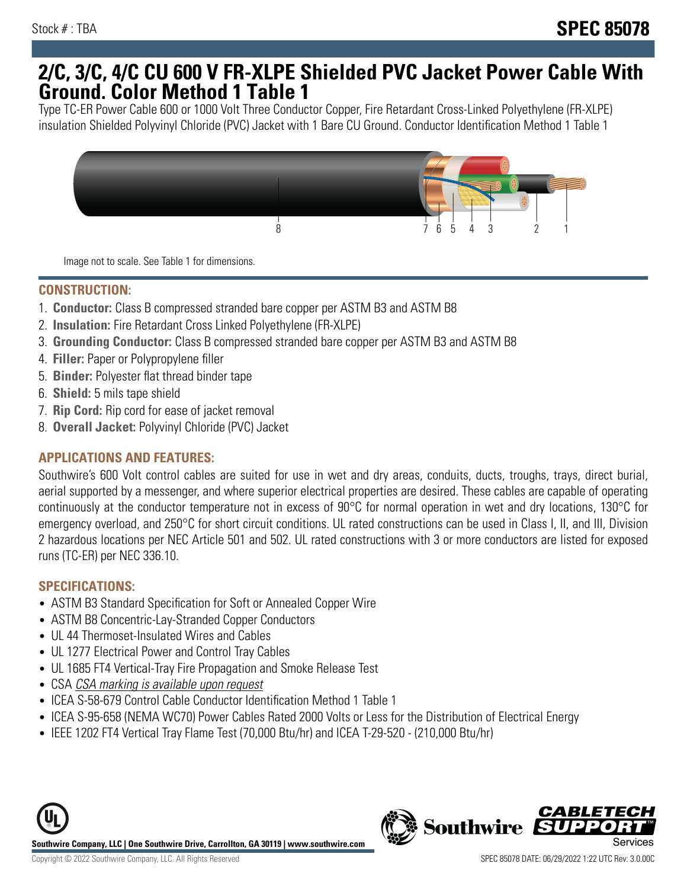Stock # : TBA

# SPEC 85078

## 2/C, 3/C, 4/C CU 600 V FR-XLPE Shielded PVC Jacket Power Cable With Ground. Color Method 1 Table 1

Type TC-ER Power Cable 600 or 1000 Volt Three Conductor Copper, Fire Retardant Cross-Linked Polyethylene (FR-XLPE) insulation Shielded Polyvinyl Chloride (PVC) Jacket with 1 Bare CU Ground. Conductor Identification Method 1 Table 1

Image not to scale. See Table 1 for dimensions.

### CONSTRUCTION:

1. **Conductor:** Class B compressed stranded bare copper per ASTM B3 and ASTM B8
2. **Insulation:** Fire Retardant Cross Linked Polyethylene (FR-XLPE)
3. **Grounding Conductor:** Class B compressed stranded bare copper per ASTM B3 and ASTM B8
4. **Filler:** Paper or Polypropylene filler
5. **Binder:** Polyester flat thread binder tape
6. **Shield:** 5 mils tape shield
7. **Rip Cord:** Rip cord for ease of jacket removal
8. **Overall Jacket:** Polyvinyl Chloride (PVC) Jacket

### APPLICATIONS AND FEATURES:

Southwire's 600 Volt control cables are suited for use in wet and dry areas, conduits, ducts, troughs, trays, direct burial, aerial supported by a messenger, and where superior electrical properties are desired. These cables are capable of operating continuously at the conductor temperature not in excess of 90°C for normal operation in wet and dry locations, 130°C for emergency overload, and 250°C for short circuit conditions. UL rated constructions can be used in Class I, II, and III, Division 2 hazardous locations per NEC Article 501 and 502. UL rated constructions with 3 or more conductors are listed for exposed runs (TC-ER) per NEC 336.10.

### SPECIFICATIONS:

- ASTM B3 Standard Specification for Soft or Annealed Copper Wire
- ASTM B8 Concentric-Lay-Stranded Copper Conductors
- UL 44 Thermoset-Insulated Wires and Cables
- UL 1277 Electrical Power and Control Tray Cables
- UL 1685 FT4 Vertical-Tray Fire Propagation and Smoke Release Test
- CSA *CSA marking is available upon request*
- ICEA S-58-679 Control Cable Conductor Identification Method 1 Table 1
- ICEA S-95-658 (NEMA WC70) Power Cables Rated 2000 Volts or Less for the Distribution of Electrical Energy
- IEEE 1202 FT4 Vertical Tray Flame Test (70,000 Btu/hr) and ICEA T-29-520 - (210,000 Btu/hr)

**Southwire Company, LLC | One Southwire Drive, Carrollton, GA 30119 | www.southwire.com**

Copyright © 2022 Southwire Company, LLC. All Rights Reserved

SPEC 85078 DATE: 06/29/2022 1:22 UTC Rev: 3.0.00C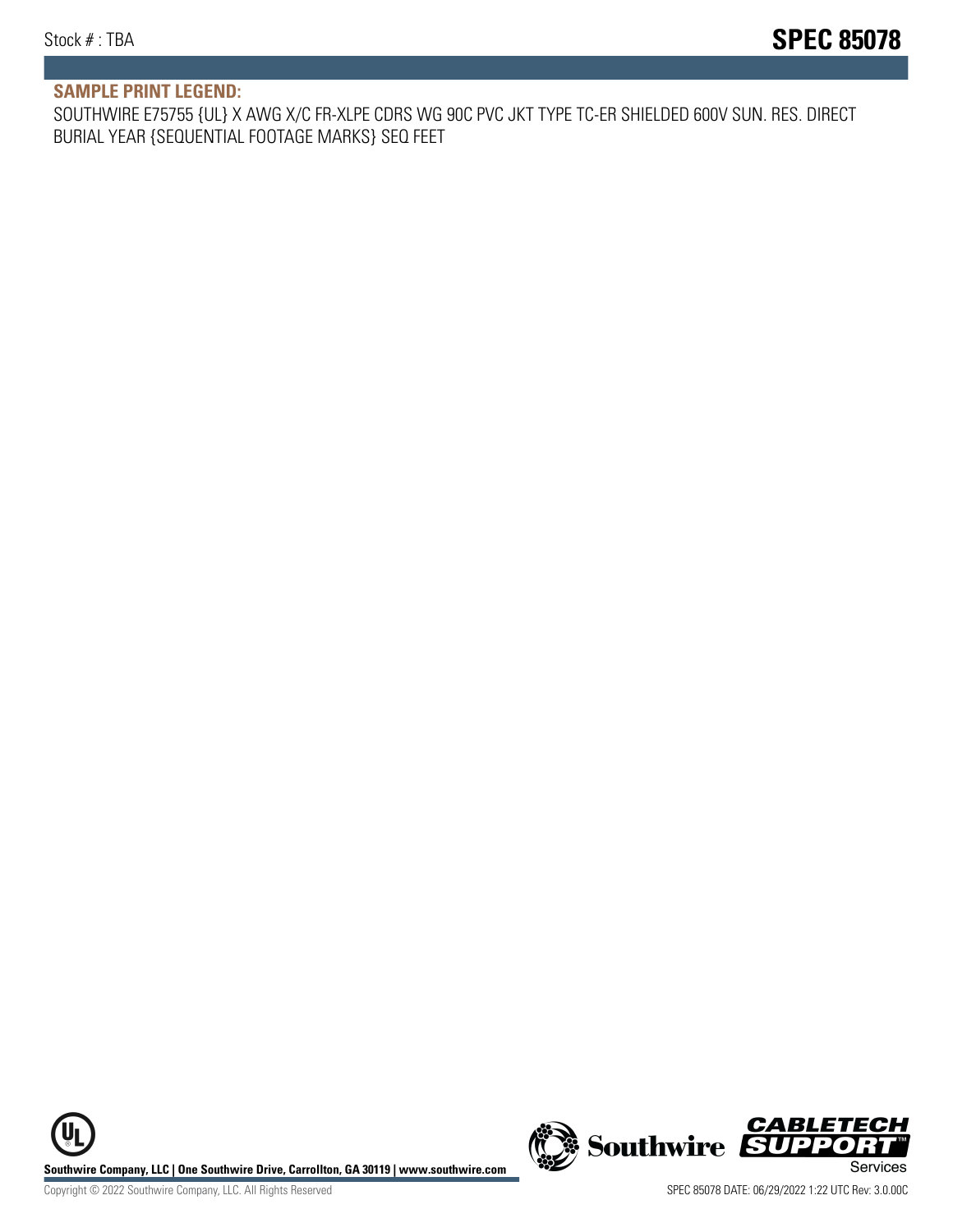**SAMPLE PRINT LEGEND:**

SOUTHWIRE E75755 {UL} X AWG X/C FR-XLPE CDRS WG 90C PVC JKT TYPE TC-ER SHIELDED 600V SUN. RES. DIRECT BURIAL YEAR {SEQUENTIAL FOOTAGE MARKS} SEQ FEET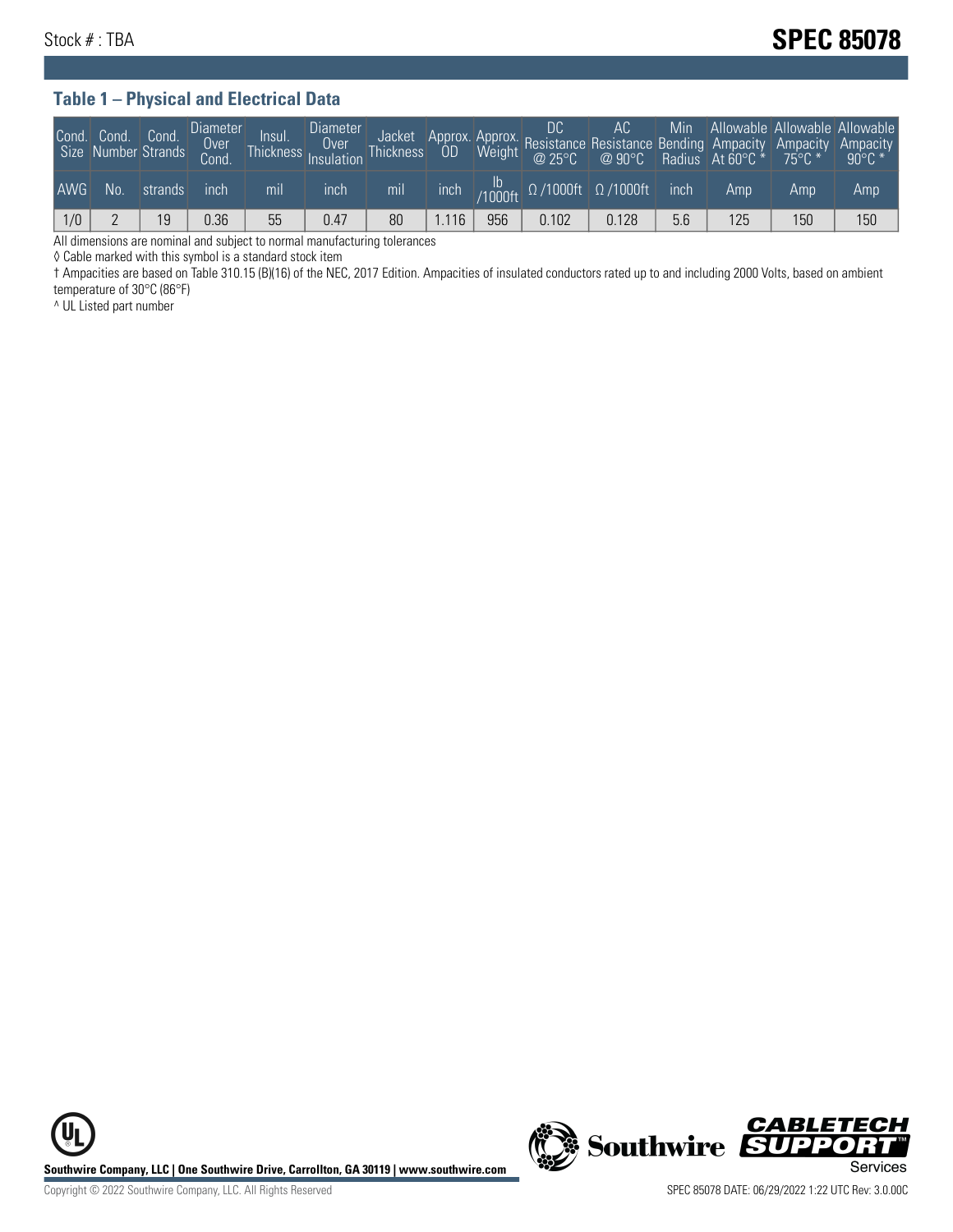### Table 1 – Physical and Electrical Data

| Cond. Size | Cond. Number | Cond. Strands | Diameter Over Cond. | Insul. Thickness | Diameter Over Insulation | Jacket Thickness | Approx. OD | Approx. Weight | DC Resistance @ 25°C | AC Resistance @ 90°C | Min Bending Radius | Allowable Ampacity At 60°C * | Allowable Ampacity 75°C * | Allowable Ampacity 90°C * |
|---|---|---|---|---|---|---|---|---|---|---|---|---|---|---|
| AWG | No. | strands | inch | mil | inch | mil | inch | lb /1000ft | Ω /1000ft | Ω /1000ft | inch | Amp | Amp | Amp |
| 1/0 | 2 | 19 | 0.36 | 55 | 0.47 | 80 | 1.116 | 956 | 0.102 | 0.128 | 5.6 | 125 | 150 | 150 |

All dimensions are nominal and subject to normal manufacturing tolerances

◊ Cable marked with this symbol is a standard stock item

† Ampacities are based on Table 310.15 (B)(16) of the NEC, 2017 Edition. Ampacities of insulated conductors rated up to and including 2000 Volts, based on ambient temperature of 30°C (86°F)

^ UL Listed part number